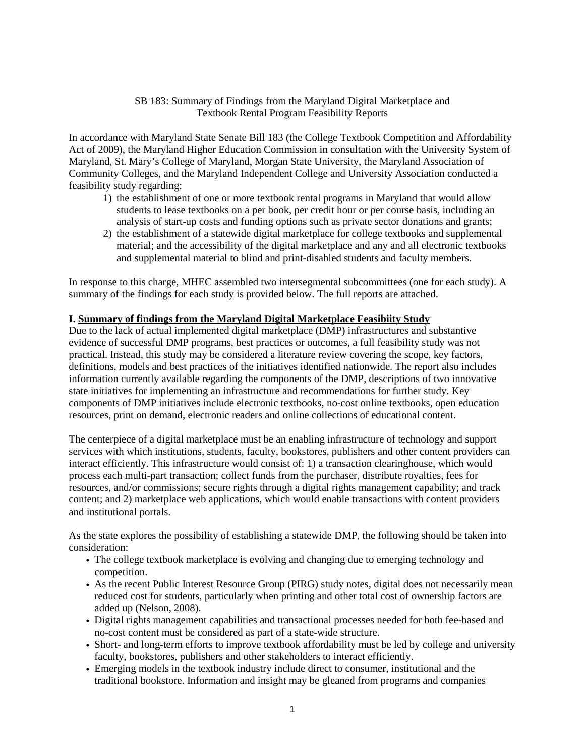# SB 183: Summary of Findings from the Maryland Digital Marketplace and Textbook Rental Program Feasibility Reports

In accordance with Maryland State Senate Bill 183 (the College Textbook Competition and Affordability Act of 2009), the Maryland Higher Education Commission in consultation with the University System of Maryland, St. Mary's College of Maryland, Morgan State University, the Maryland Association of Community Colleges, and the Maryland Independent College and University Association conducted a feasibility study regarding:

1) the establishment of one or more textbook rental programs in Maryland that would allow students to lease textbooks on a per book, per credit hour or per course basis, including an analysis of start-up costs and funding options such as private sector donations and grants;
2) the establishment of a statewide digital marketplace for college textbooks and supplemental material; and the accessibility of the digital marketplace and any and all electronic textbooks and supplemental material to blind and print-disabled students and faculty members.

In response to this charge, MHEC assembled two intersegmental subcommittees (one for each study). A summary of the findings for each study is provided below. The full reports are attached.

## I. Summary of findings from the Maryland Digital Marketplace Feasibiity Study

Due to the lack of actual implemented digital marketplace (DMP) infrastructures and substantive evidence of successful DMP programs, best practices or outcomes, a full feasibility study was not practical. Instead, this study may be considered a literature review covering the scope, key factors, definitions, models and best practices of the initiatives identified nationwide. The report also includes information currently available regarding the components of the DMP, descriptions of two innovative state initiatives for implementing an infrastructure and recommendations for further study. Key components of DMP initiatives include electronic textbooks, no-cost online textbooks, open education resources, print on demand, electronic readers and online collections of educational content.

The centerpiece of a digital marketplace must be an enabling infrastructure of technology and support services with which institutions, students, faculty, bookstores, publishers and other content providers can interact efficiently. This infrastructure would consist of: 1) a transaction clearinghouse, which would process each multi-part transaction; collect funds from the purchaser, distribute royalties, fees for resources, and/or commissions; secure rights through a digital rights management capability; and track content; and 2) marketplace web applications, which would enable transactions with content providers and institutional portals.

As the state explores the possibility of establishing a statewide DMP, the following should be taken into consideration:

- The college textbook marketplace is evolving and changing due to emerging technology and competition.
- As the recent Public Interest Resource Group (PIRG) study notes, digital does not necessarily mean reduced cost for students, particularly when printing and other total cost of ownership factors are added up (Nelson, 2008).
- Digital rights management capabilities and transactional processes needed for both fee-based and no-cost content must be considered as part of a state-wide structure.
- Short- and long-term efforts to improve textbook affordability must be led by college and university faculty, bookstores, publishers and other stakeholders to interact efficiently.
- Emerging models in the textbook industry include direct to consumer, institutional and the traditional bookstore. Information and insight may be gleaned from programs and companies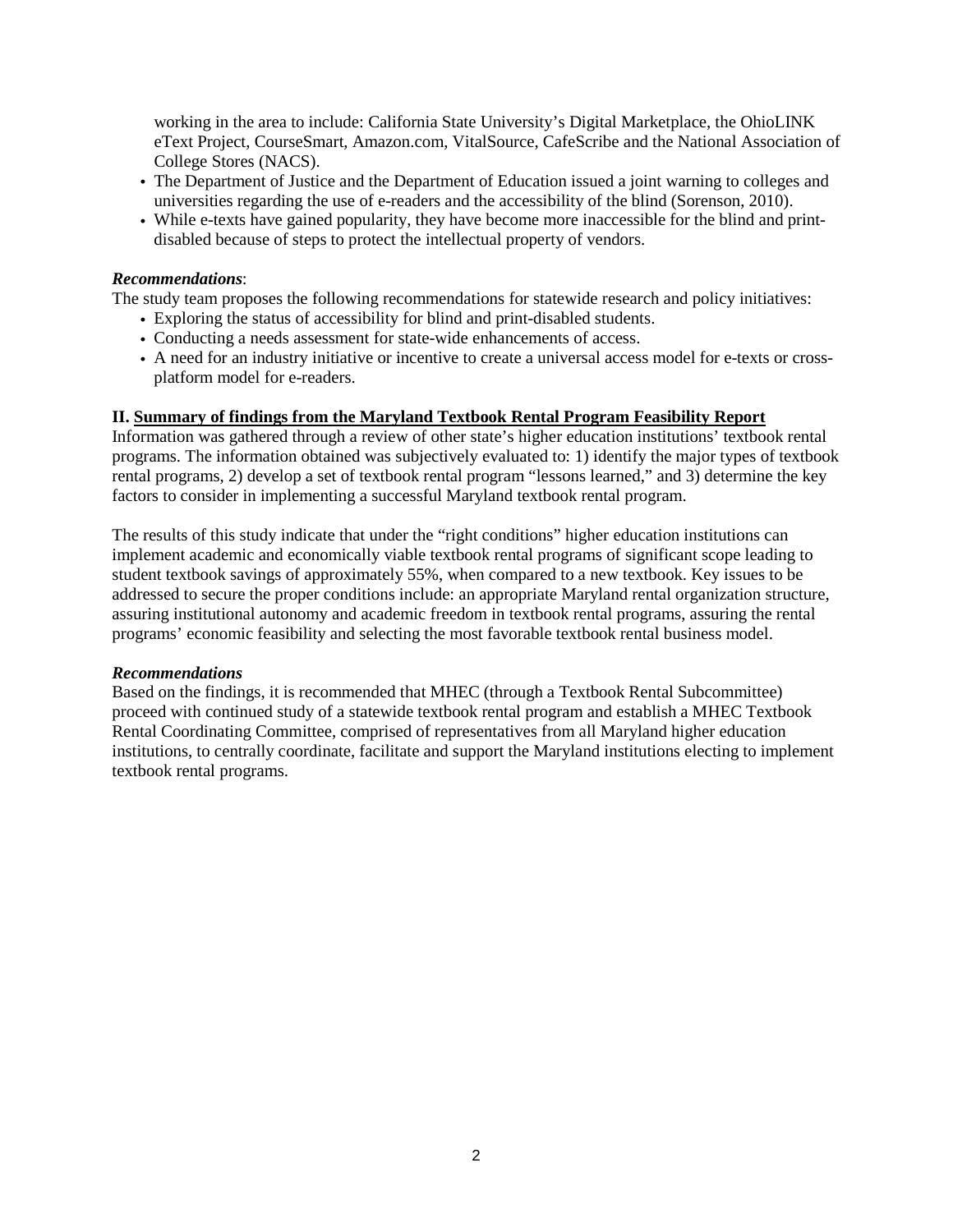working in the area to include: California State University's Digital Marketplace, the OhioLINK eText Project, CourseSmart, Amazon.com, VitalSource, CafeScribe and the National Association of College Stores (NACS).

- The Department of Justice and the Department of Education issued a joint warning to colleges and universities regarding the use of e-readers and the accessibility of the blind (Sorenson, 2010).
- While e-texts have gained popularity, they have become more inaccessible for the blind and print-disabled because of steps to protect the intellectual property of vendors.

***Recommendations***:

The study team proposes the following recommendations for statewide research and policy initiatives:

- Exploring the status of accessibility for blind and print-disabled students.
- Conducting a needs assessment for state-wide enhancements of access.
- A need for an industry initiative or incentive to create a universal access model for e-texts or cross-platform model for e-readers.

**II. <u>Summary of findings from the Maryland Textbook Rental Program Feasibility Report</u>**

Information was gathered through a review of other state's higher education institutions' textbook rental programs. The information obtained was subjectively evaluated to: 1) identify the major types of textbook rental programs, 2) develop a set of textbook rental program "lessons learned," and 3) determine the key factors to consider in implementing a successful Maryland textbook rental program.

The results of this study indicate that under the "right conditions" higher education institutions can implement academic and economically viable textbook rental programs of significant scope leading to student textbook savings of approximately 55%, when compared to a new textbook. Key issues to be addressed to secure the proper conditions include: an appropriate Maryland rental organization structure, assuring institutional autonomy and academic freedom in textbook rental programs, assuring the rental programs' economic feasibility and selecting the most favorable textbook rental business model.

***Recommendations***

Based on the findings, it is recommended that MHEC (through a Textbook Rental Subcommittee) proceed with continued study of a statewide textbook rental program and establish a MHEC Textbook Rental Coordinating Committee, comprised of representatives from all Maryland higher education institutions, to centrally coordinate, facilitate and support the Maryland institutions electing to implement textbook rental programs.